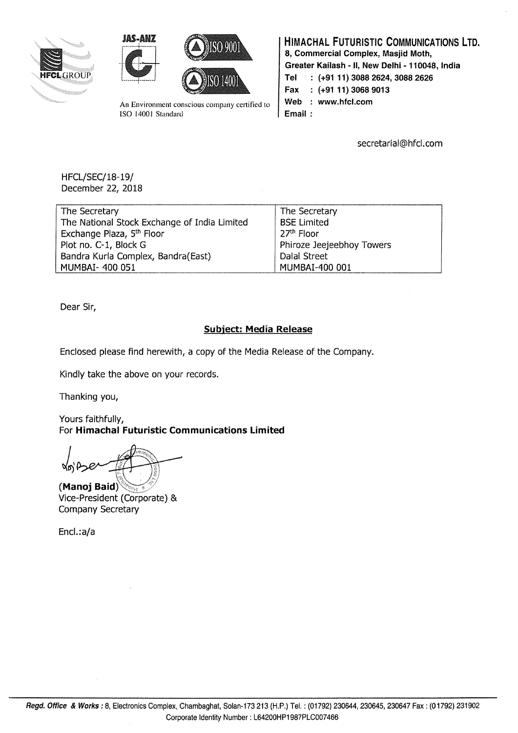**HIMACHAL FUTURISTIC COMMUNICATIONS LTD.**
8, Commercial Complex, Masjid Moth,
Greater Kailash - II, New Delhi - 110048, India
Tel : (+91 11) 3088 2624, 3088 2626
Fax : (+91 11) 3068 9013
Web : www.hfcl.com
Email :

An Environment conscious company certified to ISO 14001 Standard

secretarial@hfcl.com

HFCL/SEC/18-19/
December 22, 2018

| The Secretary<br>The National Stock Exchange of India Limited<br>Exchange Plaza, 5th Floor<br>Plot no. C-1, Block G<br>Bandra Kurla Complex, Bandra(East)<br>MUMBAI- 400 051 | The Secretary<br>BSE Limited<br>27th Floor<br>Phiroze Jeejeebhoy Towers<br>Dalal Street<br>MUMBAI-400 001 |
|---|---|

Dear Sir,

## Subject: Media Release

Enclosed please find herewith, a copy of the Media Release of the Company.

Kindly take the above on your records.

Thanking you,

Yours faithfully,
For **Himachal Futuristic Communications Limited**

**(Manoj Baid)**
Vice-President (Corporate) &
Company Secretary

Encl.:a/a

***Regd. Office & Works :*** 8, Electronics Complex, Chambaghat, Solan-173 213 (H.P.) Tel. : (01792) 230644, 230645, 230647 Fax : (01792) 231902
Corporate Identity Number : L64200HP1987PLC007466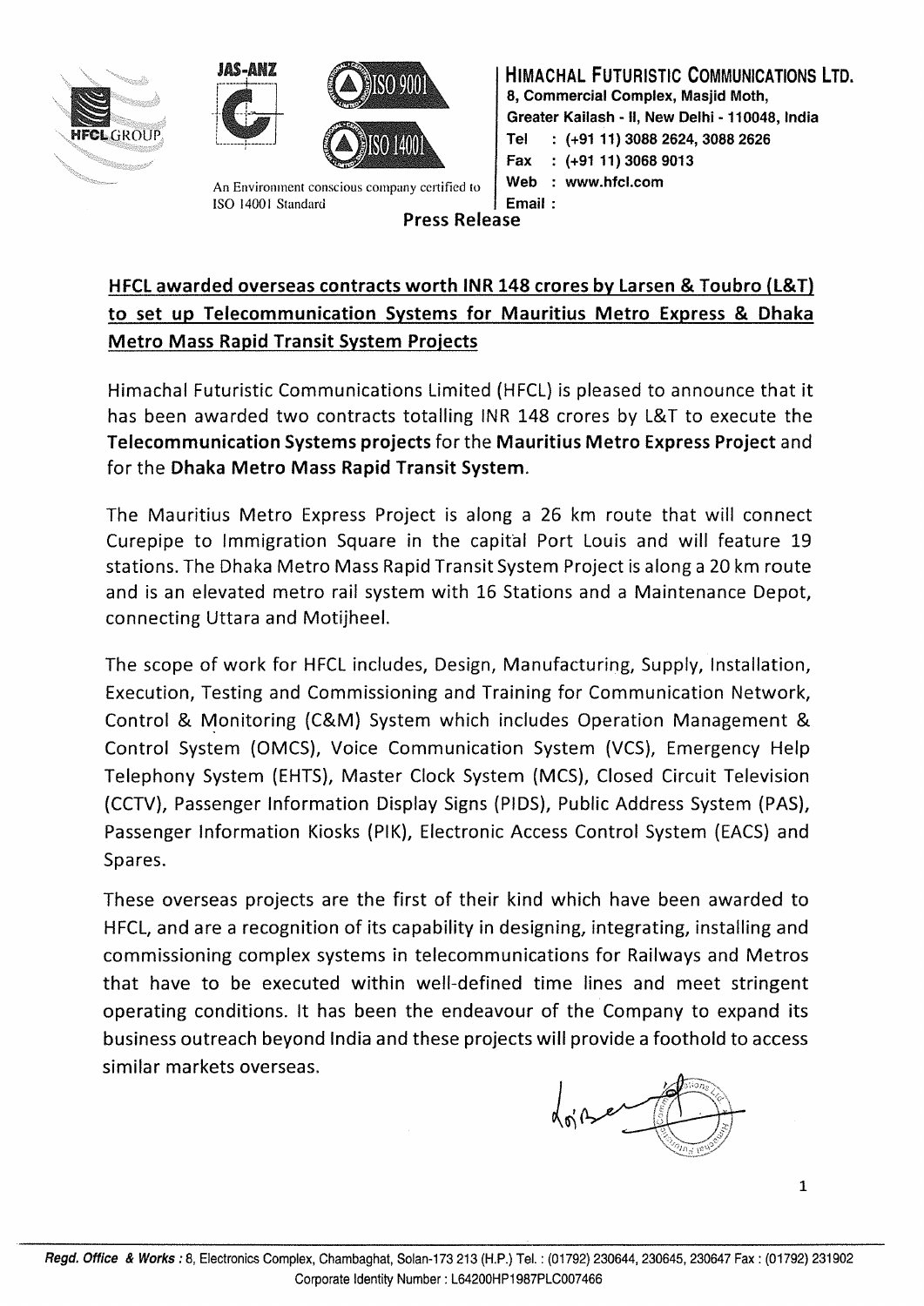**HIMACHAL FUTURISTIC COMMUNICATIONS LTD.**
8, Commercial Complex, Masjid Moth,
Greater Kailash - II, New Delhi - 110048, India
Tel : (+91 11) 3088 2624, 3088 2626
Fax : (+91 11) 3068 9013
Web : www.hfcl.com
Email :

An Environment conscious company certified to ISO 14001 Standard

**Press Release**

## HFCL awarded overseas contracts worth INR 148 crores by Larsen & Toubro (L&T) to set up Telecommunication Systems for Mauritius Metro Express & Dhaka Metro Mass Rapid Transit System Projects

Himachal Futuristic Communications Limited (HFCL) is pleased to announce that it has been awarded two contracts totalling INR 148 crores by L&T to execute the **Telecommunication Systems projects** for the **Mauritius Metro Express Project** and for the **Dhaka Metro Mass Rapid Transit System**.

The Mauritius Metro Express Project is along a 26 km route that will connect Curepipe to Immigration Square in the capital Port Louis and will feature 19 stations. The Dhaka Metro Mass Rapid Transit System Project is along a 20 km route and is an elevated metro rail system with 16 Stations and a Maintenance Depot, connecting Uttara and Motijheel.

The scope of work for HFCL includes, Design, Manufacturing, Supply, Installation, Execution, Testing and Commissioning and Training for Communication Network, Control & Monitoring (C&M) System which includes Operation Management & Control System (OMCS), Voice Communication System (VCS), Emergency Help Telephony System (EHTS), Master Clock System (MCS), Closed Circuit Television (CCTV), Passenger Information Display Signs (PIDS), Public Address System (PAS), Passenger Information Kiosks (PIK), Electronic Access Control System (EACS) and Spares.

These overseas projects are the first of their kind which have been awarded to HFCL, and are a recognition of its capability in designing, integrating, installing and commissioning complex systems in telecommunications for Railways and Metros that have to be executed within well-defined time lines and meet stringent operating conditions. It has been the endeavour of the Company to expand its business outreach beyond India and these projects will provide a foothold to access similar markets overseas.

*Regd. Office & Works* : 8, Electronics Complex, Chambaghat, Solan-173 213 (H.P.) Tel. : (01792) 230644, 230645, 230647 Fax : (01792) 231902
Corporate Identity Number : L64200HP1987PLC007466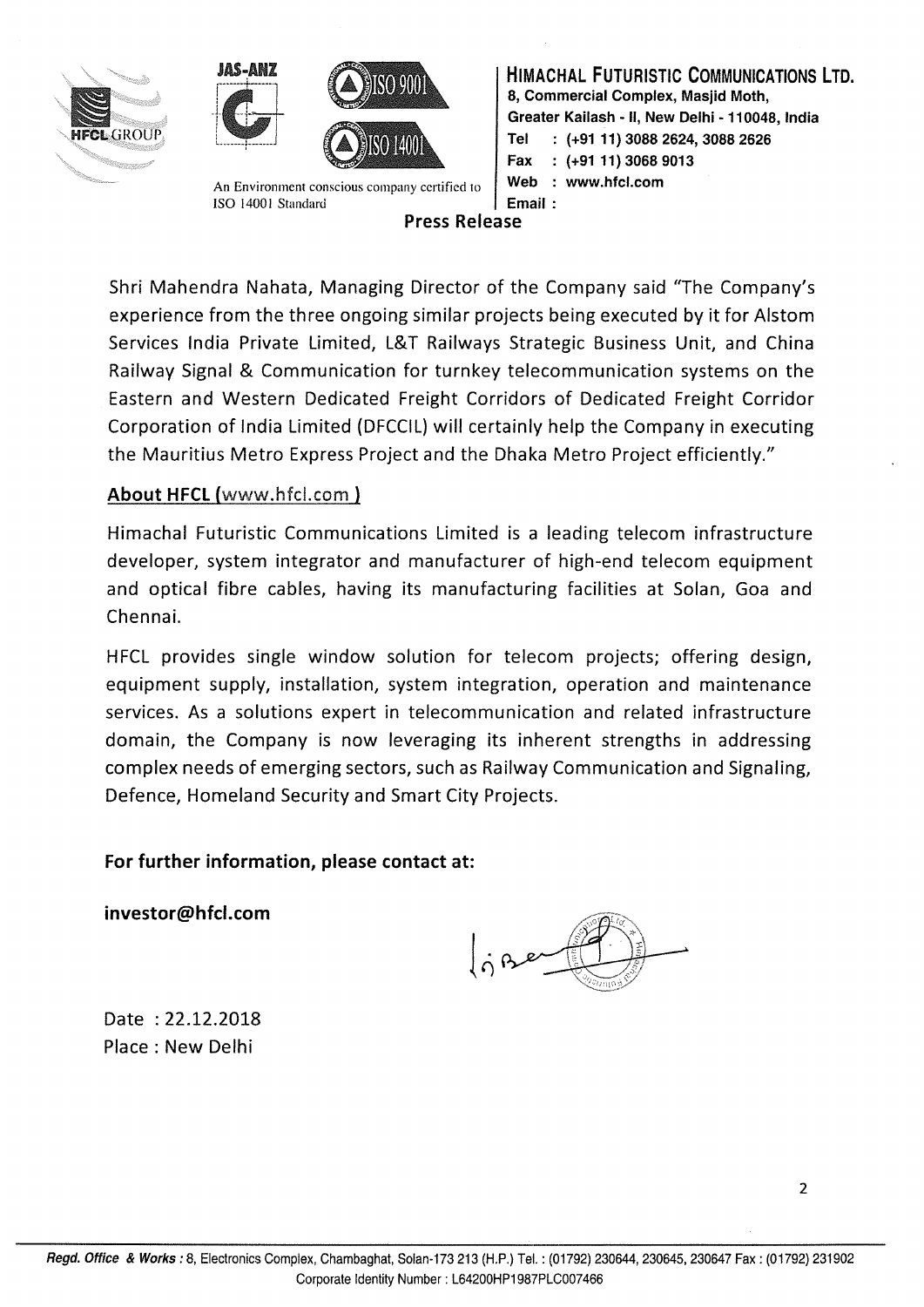**HIMACHAL FUTURISTIC COMMUNICATIONS LTD.**
8, Commercial Complex, Masjid Moth,
Greater Kailash - II, New Delhi - 110048, India
Tel : (+91 11) 3088 2624, 3088 2626
Fax : (+91 11) 3068 9013
Web : www.hfcl.com
Email :

An Environment conscious company certified to ISO 14001 Standard

**Press Release**

Shri Mahendra Nahata, Managing Director of the Company said "The Company's experience from the three ongoing similar projects being executed by it for Alstom Services India Private Limited, L&T Railways Strategic Business Unit, and China Railway Signal & Communication for turnkey telecommunication systems on the Eastern and Western Dedicated Freight Corridors of Dedicated Freight Corridor Corporation of India Limited (DFCCIL) will certainly help the Company in executing the Mauritius Metro Express Project and the Dhaka Metro Project efficiently."

**About HFCL (www.hfcl.com )**

Himachal Futuristic Communications Limited is a leading telecom infrastructure developer, system integrator and manufacturer of high-end telecom equipment and optical fibre cables, having its manufacturing facilities at Solan, Goa and Chennai.

HFCL provides single window solution for telecom projects; offering design, equipment supply, installation, system integration, operation and maintenance services. As a solutions expert in telecommunication and related infrastructure domain, the Company is now leveraging its inherent strengths in addressing complex needs of emerging sectors, such as Railway Communication and Signaling, Defence, Homeland Security and Smart City Projects.

**For further information, please contact at:**

**investor@hfcl.com**

Date : 22.12.2018
Place : New Delhi

***Regd. Office & Works :*** 8, Electronics Complex, Chambaghat, Solan-173 213 (H.P.) Tel. : (01792) 230644, 230645, 230647 Fax : (01792) 231902
Corporate Identity Number : L64200HP1987PLC007466